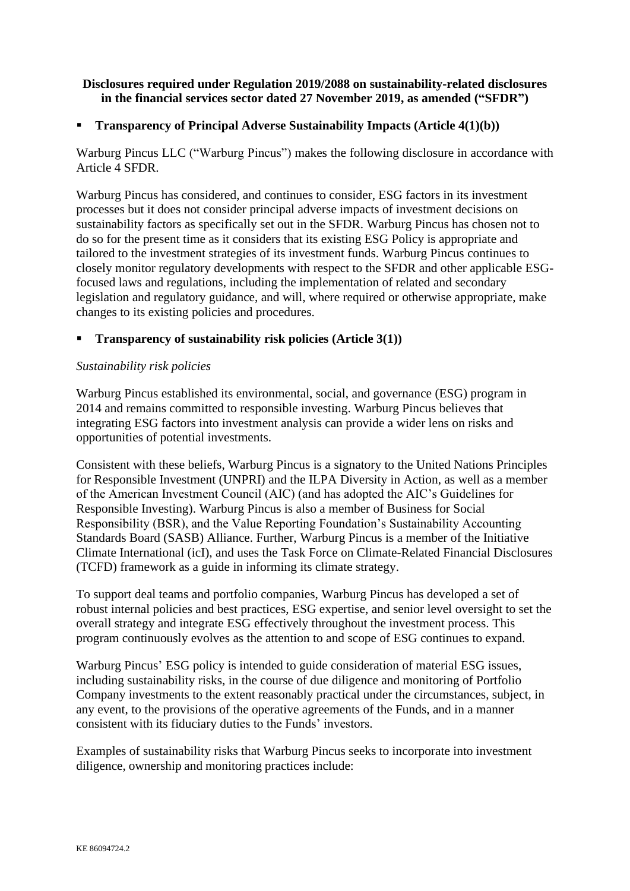**Disclosures required under Regulation 2019/2088 on sustainability-related disclosures in the financial services sector dated 27 November 2019, as amended ("SFDR")**

- **Transparency of Principal Adverse Sustainability Impacts (Article 4(1)(b))**

Warburg Pincus LLC ("Warburg Pincus") makes the following disclosure in accordance with Article 4 SFDR.

Warburg Pincus has considered, and continues to consider, ESG factors in its investment processes but it does not consider principal adverse impacts of investment decisions on sustainability factors as specifically set out in the SFDR. Warburg Pincus has chosen not to do so for the present time as it considers that its existing ESG Policy is appropriate and tailored to the investment strategies of its investment funds. Warburg Pincus continues to closely monitor regulatory developments with respect to the SFDR and other applicable ESG-focused laws and regulations, including the implementation of related and secondary legislation and regulatory guidance, and will, where required or otherwise appropriate, make changes to its existing policies and procedures.

- **Transparency of sustainability risk policies (Article 3(1))**

*Sustainability risk policies*

Warburg Pincus established its environmental, social, and governance (ESG) program in 2014 and remains committed to responsible investing. Warburg Pincus believes that integrating ESG factors into investment analysis can provide a wider lens on risks and opportunities of potential investments.

Consistent with these beliefs, Warburg Pincus is a signatory to the United Nations Principles for Responsible Investment (UNPRI) and the ILPA Diversity in Action, as well as a member of the American Investment Council (AIC) (and has adopted the AIC's Guidelines for Responsible Investing). Warburg Pincus is also a member of Business for Social Responsibility (BSR), and the Value Reporting Foundation's Sustainability Accounting Standards Board (SASB) Alliance. Further, Warburg Pincus is a member of the Initiative Climate International (icI), and uses the Task Force on Climate-Related Financial Disclosures (TCFD) framework as a guide in informing its climate strategy.

To support deal teams and portfolio companies, Warburg Pincus has developed a set of robust internal policies and best practices, ESG expertise, and senior level oversight to set the overall strategy and integrate ESG effectively throughout the investment process. This program continuously evolves as the attention to and scope of ESG continues to expand.

Warburg Pincus' ESG policy is intended to guide consideration of material ESG issues, including sustainability risks, in the course of due diligence and monitoring of Portfolio Company investments to the extent reasonably practical under the circumstances, subject, in any event, to the provisions of the operative agreements of the Funds, and in a manner consistent with its fiduciary duties to the Funds' investors.

Examples of sustainability risks that Warburg Pincus seeks to incorporate into investment diligence, ownership and monitoring practices include: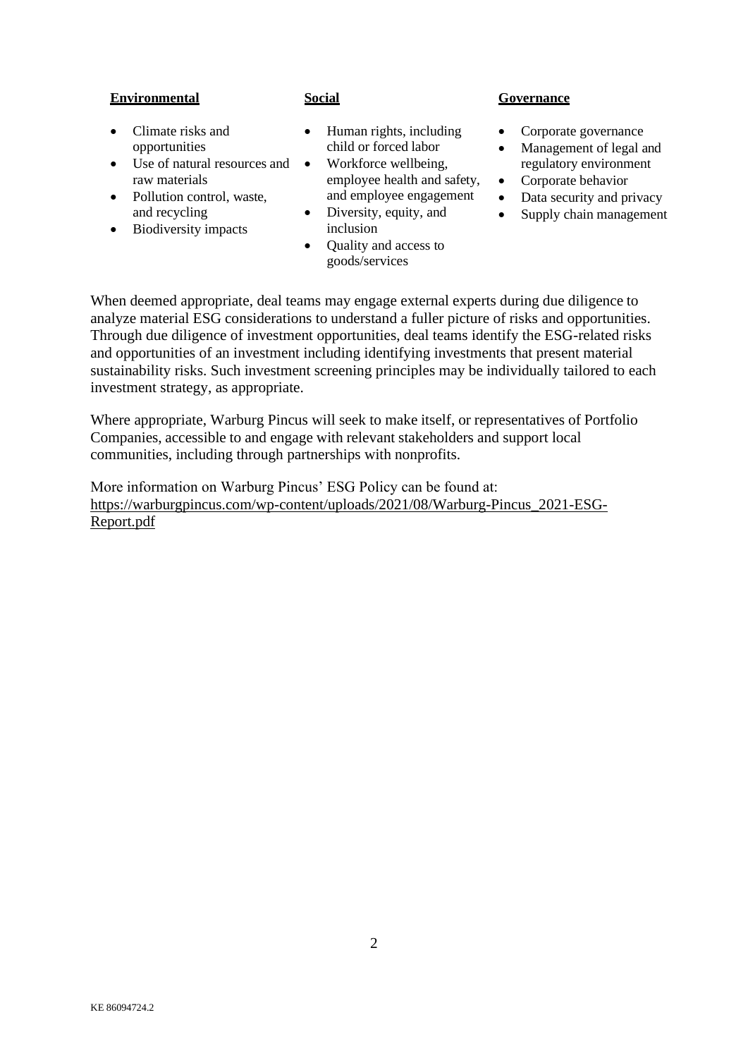**Environmental**

- Climate risks and opportunities
- Use of natural resources and raw materials
- Pollution control, waste, and recycling
- Biodiversity impacts

**Social**

- Human rights, including child or forced labor
- Workforce wellbeing, employee health and safety, and employee engagement
- Diversity, equity, and inclusion
- Quality and access to goods/services

**Governance**

- Corporate governance
- Management of legal and regulatory environment
- Corporate behavior
- Data security and privacy
- Supply chain management

When deemed appropriate, deal teams may engage external experts during due diligence to analyze material ESG considerations to understand a fuller picture of risks and opportunities. Through due diligence of investment opportunities, deal teams identify the ESG-related risks and opportunities of an investment including identifying investments that present material sustainability risks. Such investment screening principles may be individually tailored to each investment strategy, as appropriate.

Where appropriate, Warburg Pincus will seek to make itself, or representatives of Portfolio Companies, accessible to and engage with relevant stakeholders and support local communities, including through partnerships with nonprofits.

More information on Warburg Pincus' ESG Policy can be found at: https://warburgpincus.com/wp-content/uploads/2021/08/Warburg-Pincus_2021-ESG-Report.pdf

KE 86094724.2